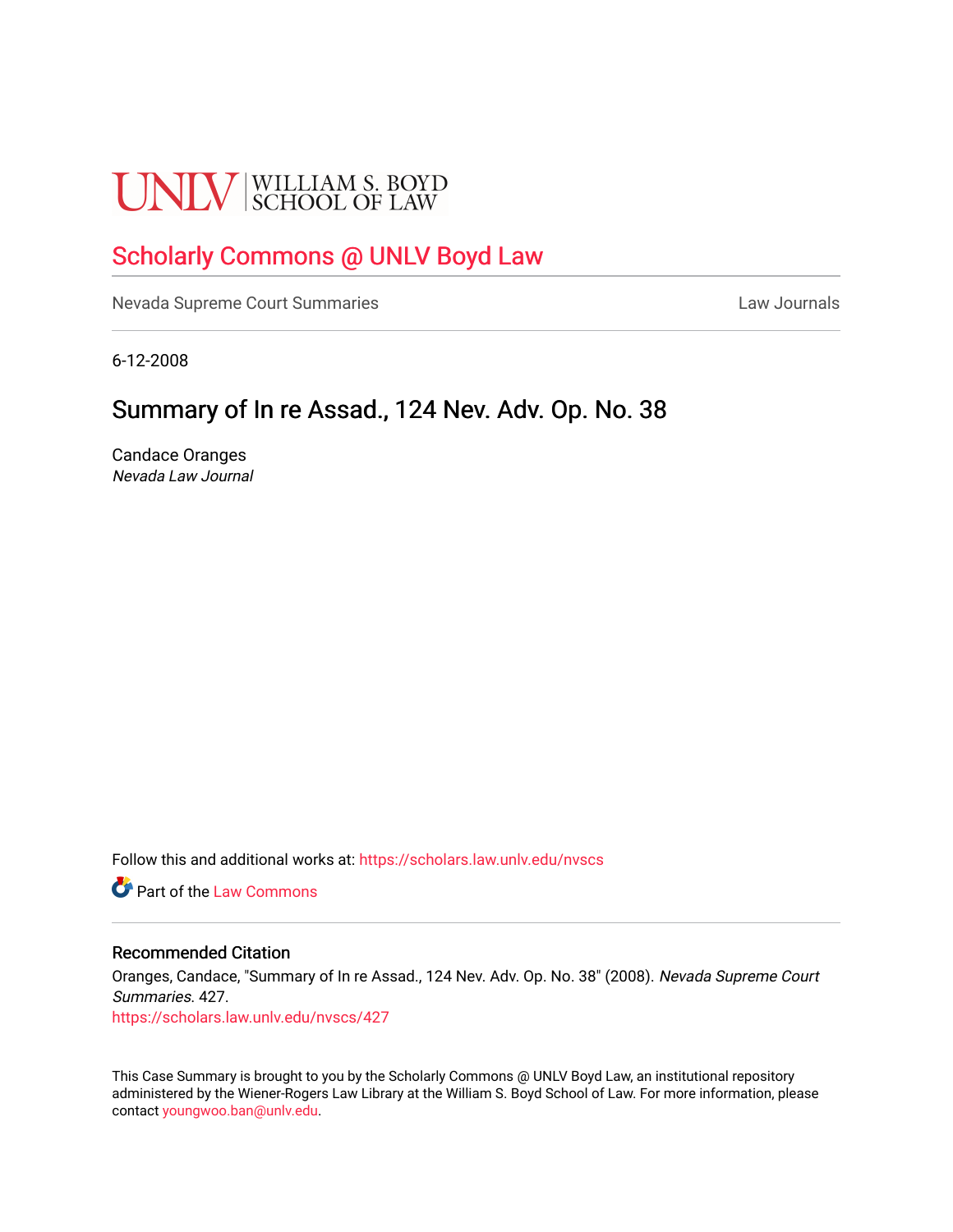UNLV | WILLIAM S. BOYD SCHOOL OF LAW

# Scholarly Commons @ UNLV Boyd Law

Nevada Supreme Court Summaries | Law Journals

6-12-2008

## Summary of In re Assad., 124 Nev. Adv. Op. No. 38

Candace Oranges
*Nevada Law Journal*

Follow this and additional works at: https://scholars.law.unlv.edu/nvscs

Part of the Law Commons

### Recommended Citation

Oranges, Candace, "Summary of In re Assad., 124 Nev. Adv. Op. No. 38" (2008). *Nevada Supreme Court Summaries*. 427.
https://scholars.law.unlv.edu/nvscs/427

This Case Summary is brought to you by the Scholarly Commons @ UNLV Boyd Law, an institutional repository administered by the Wiener-Rogers Law Library at the William S. Boyd School of Law. For more information, please contact youngwoo.ban@unlv.edu.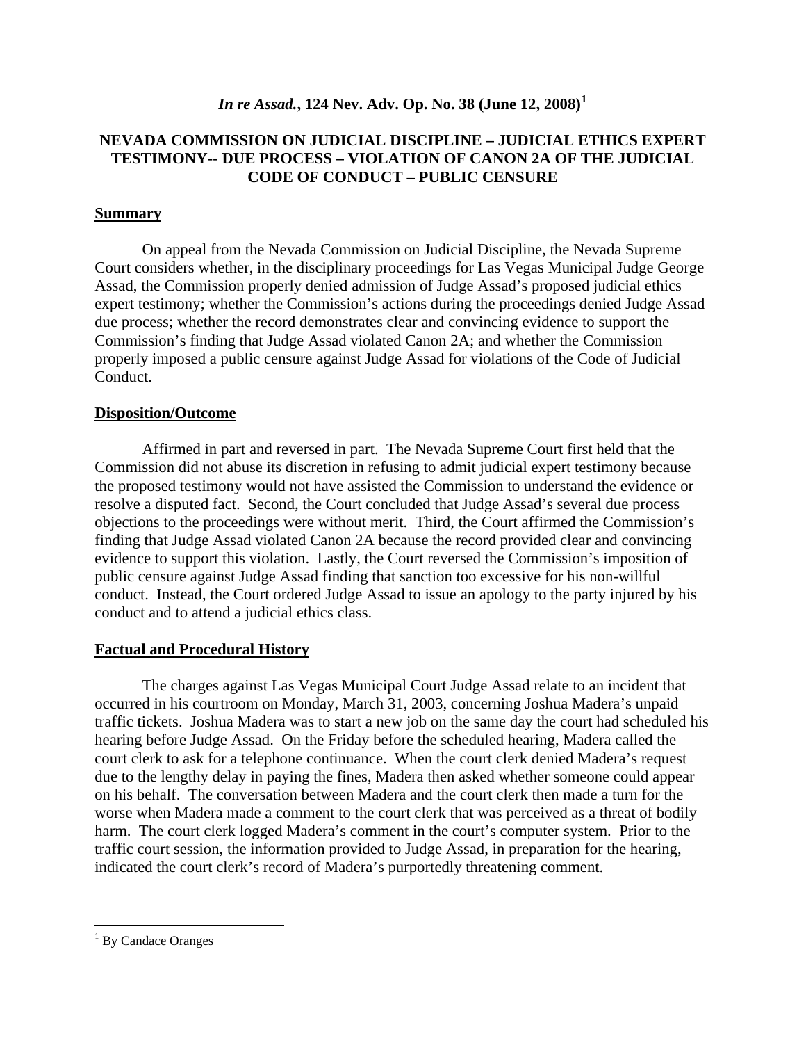# *In re Assad.*, 124 Nev. Adv. Op. No. 38 (June 12, 2008)[1]

## NEVADA COMMISSION ON JUDICIAL DISCIPLINE – JUDICIAL ETHICS EXPERT TESTIMONY-- DUE PROCESS – VIOLATION OF CANON 2A OF THE JUDICIAL CODE OF CONDUCT – PUBLIC CENSURE

### Summary

On appeal from the Nevada Commission on Judicial Discipline, the Nevada Supreme Court considers whether, in the disciplinary proceedings for Las Vegas Municipal Judge George Assad, the Commission properly denied admission of Judge Assad's proposed judicial ethics expert testimony; whether the Commission's actions during the proceedings denied Judge Assad due process; whether the record demonstrates clear and convincing evidence to support the Commission's finding that Judge Assad violated Canon 2A; and whether the Commission properly imposed a public censure against Judge Assad for violations of the Code of Judicial Conduct.

### Disposition/Outcome

Affirmed in part and reversed in part. The Nevada Supreme Court first held that the Commission did not abuse its discretion in refusing to admit judicial expert testimony because the proposed testimony would not have assisted the Commission to understand the evidence or resolve a disputed fact. Second, the Court concluded that Judge Assad's several due process objections to the proceedings were without merit. Third, the Court affirmed the Commission's finding that Judge Assad violated Canon 2A because the record provided clear and convincing evidence to support this violation. Lastly, the Court reversed the Commission's imposition of public censure against Judge Assad finding that sanction too excessive for his non-willful conduct. Instead, the Court ordered Judge Assad to issue an apology to the party injured by his conduct and to attend a judicial ethics class.

### Factual and Procedural History

The charges against Las Vegas Municipal Court Judge Assad relate to an incident that occurred in his courtroom on Monday, March 31, 2003, concerning Joshua Madera's unpaid traffic tickets. Joshua Madera was to start a new job on the same day the court had scheduled his hearing before Judge Assad. On the Friday before the scheduled hearing, Madera called the court clerk to ask for a telephone continuance. When the court clerk denied Madera's request due to the lengthy delay in paying the fines, Madera then asked whether someone could appear on his behalf. The conversation between Madera and the court clerk then made a turn for the worse when Madera made a comment to the court clerk that was perceived as a threat of bodily harm. The court clerk logged Madera's comment in the court's computer system. Prior to the traffic court session, the information provided to Judge Assad, in preparation for the hearing, indicated the court clerk's record of Madera's purportedly threatening comment.

---

[1] By Candace Oranges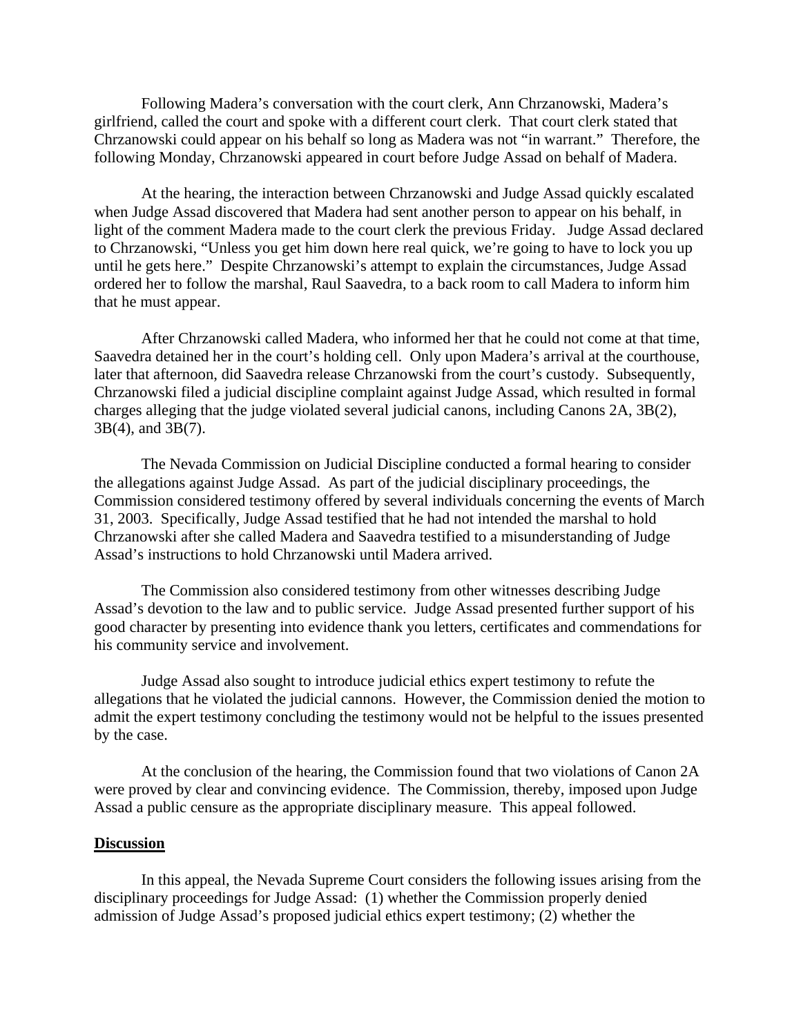Following Madera's conversation with the court clerk, Ann Chrzanowski, Madera's girlfriend, called the court and spoke with a different court clerk. That court clerk stated that Chrzanowski could appear on his behalf so long as Madera was not "in warrant." Therefore, the following Monday, Chrzanowski appeared in court before Judge Assad on behalf of Madera.

At the hearing, the interaction between Chrzanowski and Judge Assad quickly escalated when Judge Assad discovered that Madera had sent another person to appear on his behalf, in light of the comment Madera made to the court clerk the previous Friday. Judge Assad declared to Chrzanowski, "Unless you get him down here real quick, we're going to have to lock you up until he gets here." Despite Chrzanowski's attempt to explain the circumstances, Judge Assad ordered her to follow the marshal, Raul Saavedra, to a back room to call Madera to inform him that he must appear.

After Chrzanowski called Madera, who informed her that he could not come at that time, Saavedra detained her in the court's holding cell. Only upon Madera's arrival at the courthouse, later that afternoon, did Saavedra release Chrzanowski from the court's custody. Subsequently, Chrzanowski filed a judicial discipline complaint against Judge Assad, which resulted in formal charges alleging that the judge violated several judicial canons, including Canons 2A, 3B(2), 3B(4), and 3B(7).

The Nevada Commission on Judicial Discipline conducted a formal hearing to consider the allegations against Judge Assad. As part of the judicial disciplinary proceedings, the Commission considered testimony offered by several individuals concerning the events of March 31, 2003. Specifically, Judge Assad testified that he had not intended the marshal to hold Chrzanowski after she called Madera and Saavedra testified to a misunderstanding of Judge Assad's instructions to hold Chrzanowski until Madera arrived.

The Commission also considered testimony from other witnesses describing Judge Assad's devotion to the law and to public service. Judge Assad presented further support of his good character by presenting into evidence thank you letters, certificates and commendations for his community service and involvement.

Judge Assad also sought to introduce judicial ethics expert testimony to refute the allegations that he violated the judicial cannons. However, the Commission denied the motion to admit the expert testimony concluding the testimony would not be helpful to the issues presented by the case.

At the conclusion of the hearing, the Commission found that two violations of Canon 2A were proved by clear and convincing evidence. The Commission, thereby, imposed upon Judge Assad a public censure as the appropriate disciplinary measure. This appeal followed.

**Discussion**

In this appeal, the Nevada Supreme Court considers the following issues arising from the disciplinary proceedings for Judge Assad: (1) whether the Commission properly denied admission of Judge Assad's proposed judicial ethics expert testimony; (2) whether the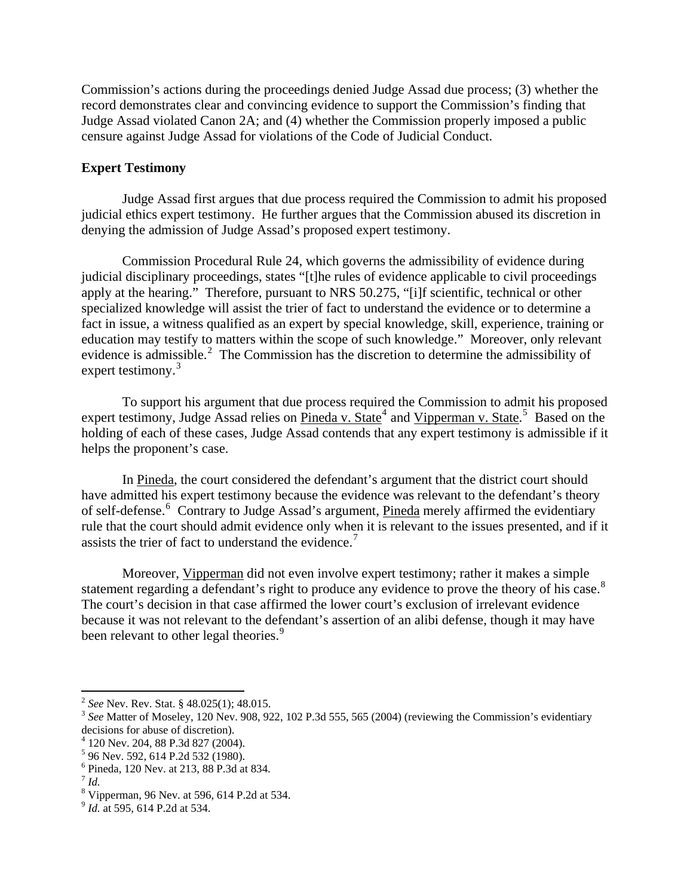Commission's actions during the proceedings denied Judge Assad due process; (3) whether the record demonstrates clear and convincing evidence to support the Commission's finding that Judge Assad violated Canon 2A; and (4) whether the Commission properly imposed a public censure against Judge Assad for violations of the Code of Judicial Conduct.

**Expert Testimony**

Judge Assad first argues that due process required the Commission to admit his proposed judicial ethics expert testimony. He further argues that the Commission abused its discretion in denying the admission of Judge Assad's proposed expert testimony.

Commission Procedural Rule 24, which governs the admissibility of evidence during judicial disciplinary proceedings, states "[t]he rules of evidence applicable to civil proceedings apply at the hearing." Therefore, pursuant to NRS 50.275, "[i]f scientific, technical or other specialized knowledge will assist the trier of fact to understand the evidence or to determine a fact in issue, a witness qualified as an expert by special knowledge, skill, experience, training or education may testify to matters within the scope of such knowledge." Moreover, only relevant evidence is admissible.[2] The Commission has the discretion to determine the admissibility of expert testimony.[3]

To support his argument that due process required the Commission to admit his proposed expert testimony, Judge Assad relies on Pineda v. State[4] and Vipperman v. State.[5] Based on the holding of each of these cases, Judge Assad contends that any expert testimony is admissible if it helps the proponent's case.

In Pineda, the court considered the defendant's argument that the district court should have admitted his expert testimony because the evidence was relevant to the defendant's theory of self-defense.[6] Contrary to Judge Assad's argument, Pineda merely affirmed the evidentiary rule that the court should admit evidence only when it is relevant to the issues presented, and if it assists the trier of fact to understand the evidence.[7]

Moreover, Vipperman did not even involve expert testimony; rather it makes a simple statement regarding a defendant's right to produce any evidence to prove the theory of his case.[8] The court's decision in that case affirmed the lower court's exclusion of irrelevant evidence because it was not relevant to the defendant's assertion of an alibi defense, though it may have been relevant to other legal theories.[9]

---

[2] *See* Nev. Rev. Stat. § 48.025(1); 48.015.

[3] *See* Matter of Moseley, 120 Nev. 908, 922, 102 P.3d 555, 565 (2004) (reviewing the Commission's evidentiary decisions for abuse of discretion).

[4] 120 Nev. 204, 88 P.3d 827 (2004).

[5] 96 Nev. 592, 614 P.2d 532 (1980).

[6] Pineda, 120 Nev. at 213, 88 P.3d at 834.

[7] *Id.*

[8] Vipperman, 96 Nev. at 596, 614 P.2d at 534.

[9] *Id.* at 595, 614 P.2d at 534.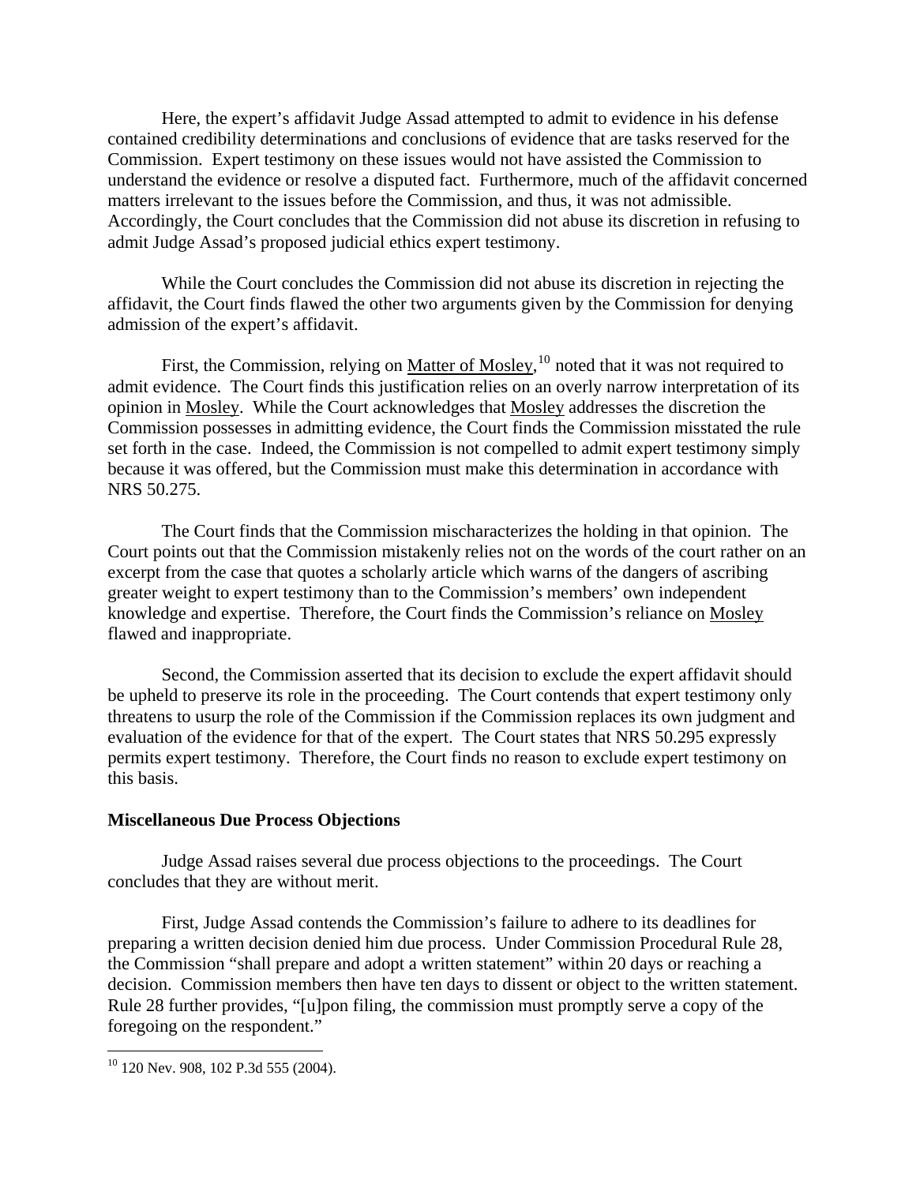Here, the expert's affidavit Judge Assad attempted to admit to evidence in his defense contained credibility determinations and conclusions of evidence that are tasks reserved for the Commission. Expert testimony on these issues would not have assisted the Commission to understand the evidence or resolve a disputed fact. Furthermore, much of the affidavit concerned matters irrelevant to the issues before the Commission, and thus, it was not admissible. Accordingly, the Court concludes that the Commission did not abuse its discretion in refusing to admit Judge Assad's proposed judicial ethics expert testimony.

While the Court concludes the Commission did not abuse its discretion in rejecting the affidavit, the Court finds flawed the other two arguments given by the Commission for denying admission of the expert's affidavit.

First, the Commission, relying on Matter of Mosley,[10] noted that it was not required to admit evidence. The Court finds this justification relies on an overly narrow interpretation of its opinion in Mosley. While the Court acknowledges that Mosley addresses the discretion the Commission possesses in admitting evidence, the Court finds the Commission misstated the rule set forth in the case. Indeed, the Commission is not compelled to admit expert testimony simply because it was offered, but the Commission must make this determination in accordance with NRS 50.275.

The Court finds that the Commission mischaracterizes the holding in that opinion. The Court points out that the Commission mistakenly relies not on the words of the court rather on an excerpt from the case that quotes a scholarly article which warns of the dangers of ascribing greater weight to expert testimony than to the Commission's members' own independent knowledge and expertise. Therefore, the Court finds the Commission's reliance on Mosley flawed and inappropriate.

Second, the Commission asserted that its decision to exclude the expert affidavit should be upheld to preserve its role in the proceeding. The Court contends that expert testimony only threatens to usurp the role of the Commission if the Commission replaces its own judgment and evaluation of the evidence for that of the expert. The Court states that NRS 50.295 expressly permits expert testimony. Therefore, the Court finds no reason to exclude expert testimony on this basis.

**Miscellaneous Due Process Objections**

Judge Assad raises several due process objections to the proceedings. The Court concludes that they are without merit.

First, Judge Assad contends the Commission's failure to adhere to its deadlines for preparing a written decision denied him due process. Under Commission Procedural Rule 28, the Commission "shall prepare and adopt a written statement" within 20 days or reaching a decision. Commission members then have ten days to dissent or object to the written statement. Rule 28 further provides, "[u]pon filing, the commission must promptly serve a copy of the foregoing on the respondent."

---

[10] 120 Nev. 908, 102 P.3d 555 (2004).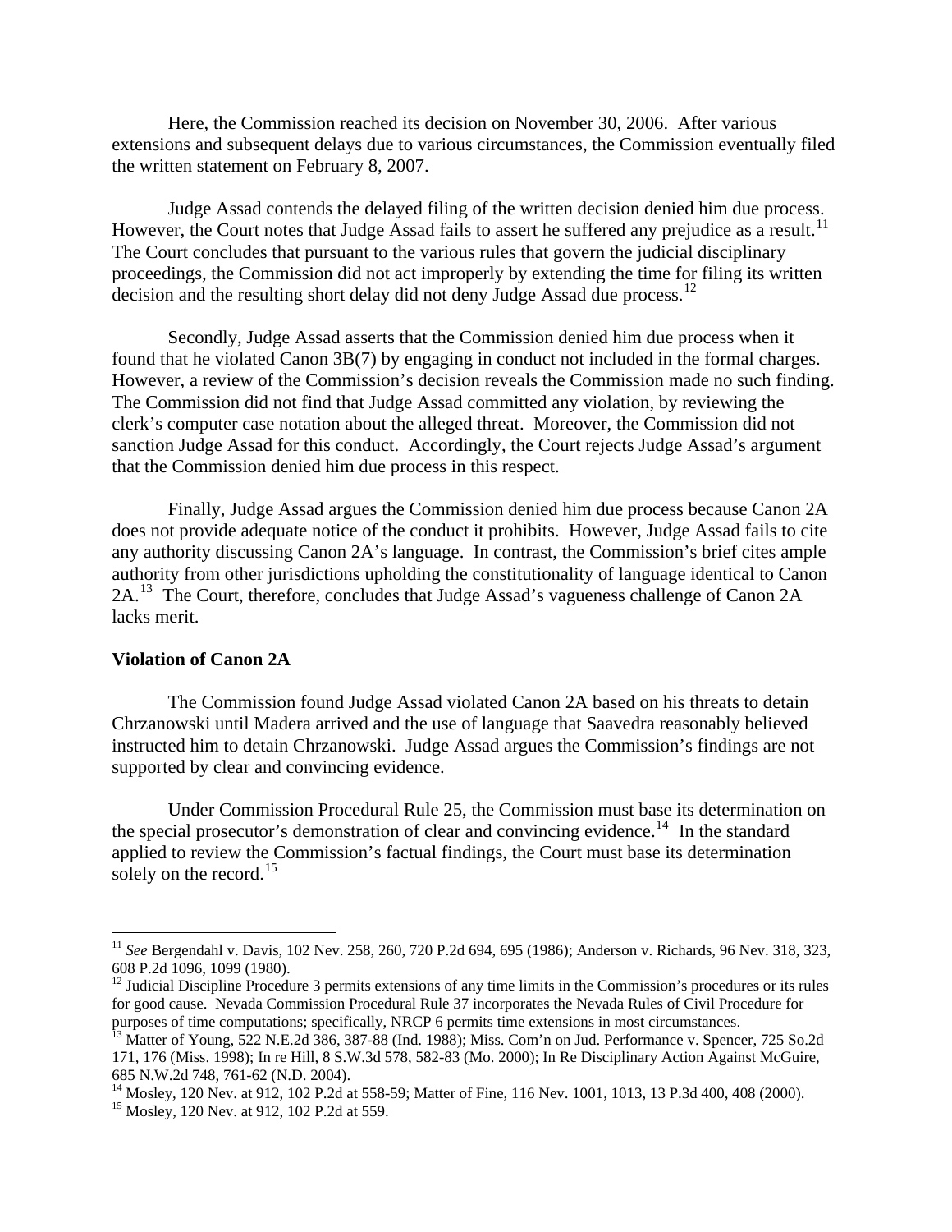Here, the Commission reached its decision on November 30, 2006. After various extensions and subsequent delays due to various circumstances, the Commission eventually filed the written statement on February 8, 2007.

Judge Assad contends the delayed filing of the written decision denied him due process. However, the Court notes that Judge Assad fails to assert he suffered any prejudice as a result.[11] The Court concludes that pursuant to the various rules that govern the judicial disciplinary proceedings, the Commission did not act improperly by extending the time for filing its written decision and the resulting short delay did not deny Judge Assad due process.[12]

Secondly, Judge Assad asserts that the Commission denied him due process when it found that he violated Canon 3B(7) by engaging in conduct not included in the formal charges. However, a review of the Commission's decision reveals the Commission made no such finding. The Commission did not find that Judge Assad committed any violation, by reviewing the clerk's computer case notation about the alleged threat. Moreover, the Commission did not sanction Judge Assad for this conduct. Accordingly, the Court rejects Judge Assad's argument that the Commission denied him due process in this respect.

Finally, Judge Assad argues the Commission denied him due process because Canon 2A does not provide adequate notice of the conduct it prohibits. However, Judge Assad fails to cite any authority discussing Canon 2A's language. In contrast, the Commission's brief cites ample authority from other jurisdictions upholding the constitutionality of language identical to Canon 2A.[13] The Court, therefore, concludes that Judge Assad's vagueness challenge of Canon 2A lacks merit.

**Violation of Canon 2A**

The Commission found Judge Assad violated Canon 2A based on his threats to detain Chrzanowski until Madera arrived and the use of language that Saavedra reasonably believed instructed him to detain Chrzanowski. Judge Assad argues the Commission's findings are not supported by clear and convincing evidence.

Under Commission Procedural Rule 25, the Commission must base its determination on the special prosecutor's demonstration of clear and convincing evidence.[14] In the standard applied to review the Commission's factual findings, the Court must base its determination solely on the record.[15]

---

[11] *See* Bergendahl v. Davis, 102 Nev. 258, 260, 720 P.2d 694, 695 (1986); Anderson v. Richards, 96 Nev. 318, 323, 608 P.2d 1096, 1099 (1980).

[12] Judicial Discipline Procedure 3 permits extensions of any time limits in the Commission's procedures or its rules for good cause. Nevada Commission Procedural Rule 37 incorporates the Nevada Rules of Civil Procedure for purposes of time computations; specifically, NRCP 6 permits time extensions in most circumstances.

[13] Matter of Young, 522 N.E.2d 386, 387-88 (Ind. 1988); Miss. Com'n on Jud. Performance v. Spencer, 725 So.2d 171, 176 (Miss. 1998); In re Hill, 8 S.W.3d 578, 582-83 (Mo. 2000); In Re Disciplinary Action Against McGuire, 685 N.W.2d 748, 761-62 (N.D. 2004).

[14] Mosley, 120 Nev. at 912, 102 P.2d at 558-59; Matter of Fine, 116 Nev. 1001, 1013, 13 P.3d 400, 408 (2000).

[15] Mosley, 120 Nev. at 912, 102 P.2d at 559.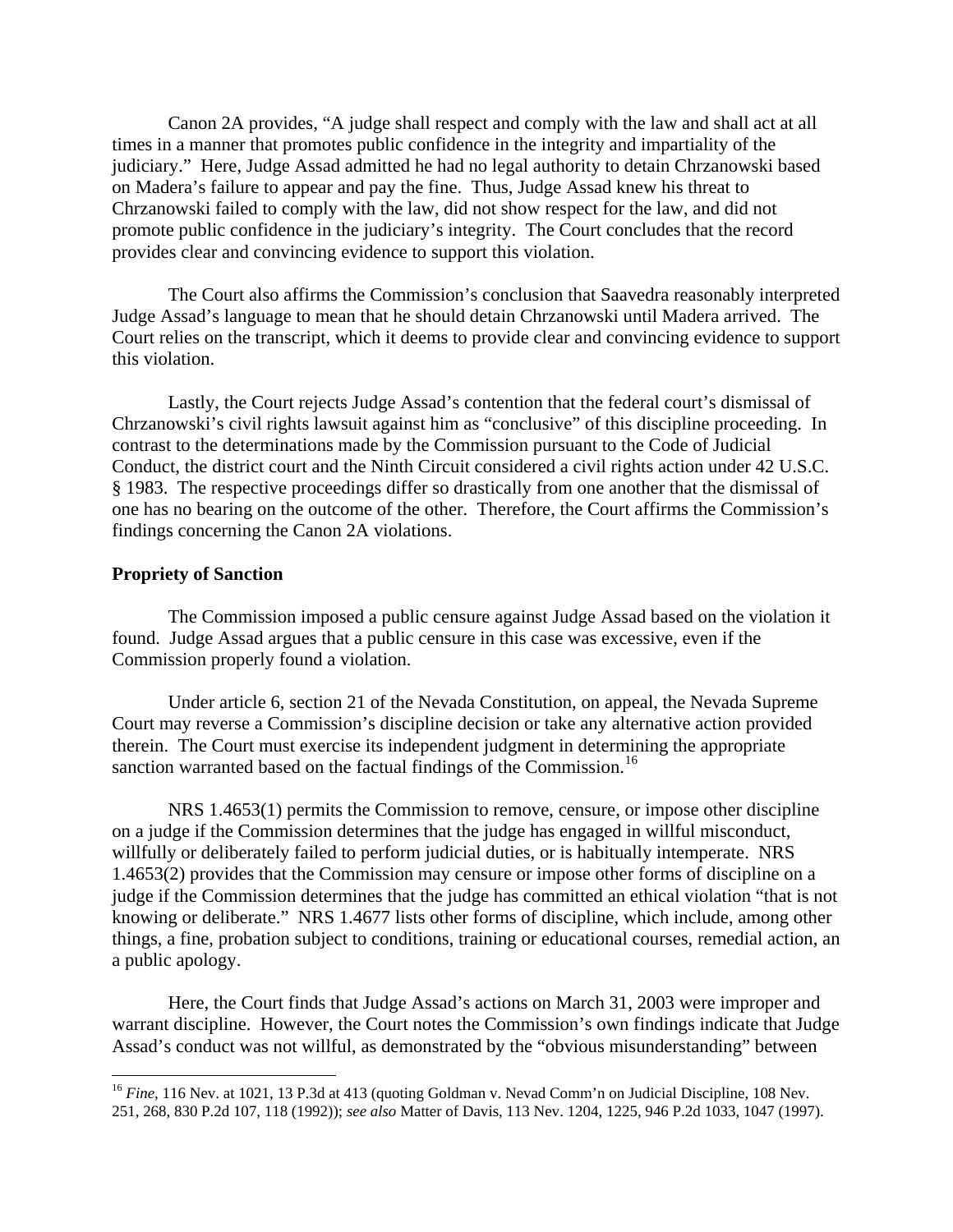Canon 2A provides, "A judge shall respect and comply with the law and shall act at all times in a manner that promotes public confidence in the integrity and impartiality of the judiciary." Here, Judge Assad admitted he had no legal authority to detain Chrzanowski based on Madera's failure to appear and pay the fine. Thus, Judge Assad knew his threat to Chrzanowski failed to comply with the law, did not show respect for the law, and did not promote public confidence in the judiciary's integrity. The Court concludes that the record provides clear and convincing evidence to support this violation.

The Court also affirms the Commission's conclusion that Saavedra reasonably interpreted Judge Assad's language to mean that he should detain Chrzanowski until Madera arrived. The Court relies on the transcript, which it deems to provide clear and convincing evidence to support this violation.

Lastly, the Court rejects Judge Assad's contention that the federal court's dismissal of Chrzanowski's civil rights lawsuit against him as "conclusive" of this discipline proceeding. In contrast to the determinations made by the Commission pursuant to the Code of Judicial Conduct, the district court and the Ninth Circuit considered a civil rights action under 42 U.S.C. § 1983. The respective proceedings differ so drastically from one another that the dismissal of one has no bearing on the outcome of the other. Therefore, the Court affirms the Commission's findings concerning the Canon 2A violations.

**Propriety of Sanction**

The Commission imposed a public censure against Judge Assad based on the violation it found. Judge Assad argues that a public censure in this case was excessive, even if the Commission properly found a violation.

Under article 6, section 21 of the Nevada Constitution, on appeal, the Nevada Supreme Court may reverse a Commission's discipline decision or take any alternative action provided therein. The Court must exercise its independent judgment in determining the appropriate sanction warranted based on the factual findings of the Commission.[16]

NRS 1.4653(1) permits the Commission to remove, censure, or impose other discipline on a judge if the Commission determines that the judge has engaged in willful misconduct, willfully or deliberately failed to perform judicial duties, or is habitually intemperate. NRS 1.4653(2) provides that the Commission may censure or impose other forms of discipline on a judge if the Commission determines that the judge has committed an ethical violation "that is not knowing or deliberate." NRS 1.4677 lists other forms of discipline, which include, among other things, a fine, probation subject to conditions, training or educational courses, remedial action, an a public apology.

Here, the Court finds that Judge Assad's actions on March 31, 2003 were improper and warrant discipline. However, the Court notes the Commission's own findings indicate that Judge Assad's conduct was not willful, as demonstrated by the "obvious misunderstanding" between

---

[16] *Fine*, 116 Nev. at 1021, 13 P.3d at 413 (quoting Goldman v. Nevad Comm'n on Judicial Discipline, 108 Nev. 251, 268, 830 P.2d 107, 118 (1992)); *see also* Matter of Davis, 113 Nev. 1204, 1225, 946 P.2d 1033, 1047 (1997).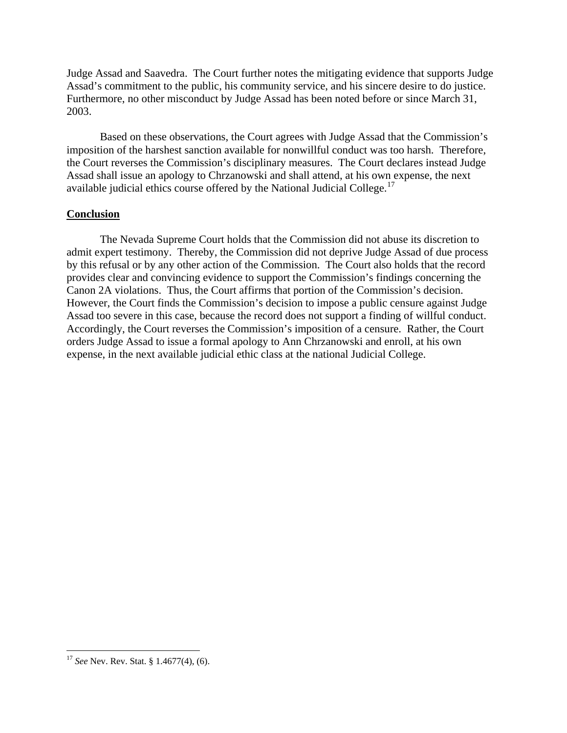Judge Assad and Saavedra. The Court further notes the mitigating evidence that supports Judge Assad's commitment to the public, his community service, and his sincere desire to do justice. Furthermore, no other misconduct by Judge Assad has been noted before or since March 31, 2003.

Based on these observations, the Court agrees with Judge Assad that the Commission's imposition of the harshest sanction available for nonwillful conduct was too harsh. Therefore, the Court reverses the Commission's disciplinary measures. The Court declares instead Judge Assad shall issue an apology to Chrzanowski and shall attend, at his own expense, the next available judicial ethics course offered by the National Judicial College.[17]

**Conclusion**

The Nevada Supreme Court holds that the Commission did not abuse its discretion to admit expert testimony. Thereby, the Commission did not deprive Judge Assad of due process by this refusal or by any other action of the Commission. The Court also holds that the record provides clear and convincing evidence to support the Commission's findings concerning the Canon 2A violations. Thus, the Court affirms that portion of the Commission's decision. However, the Court finds the Commission's decision to impose a public censure against Judge Assad too severe in this case, because the record does not support a finding of willful conduct. Accordingly, the Court reverses the Commission's imposition of a censure. Rather, the Court orders Judge Assad to issue a formal apology to Ann Chrzanowski and enroll, at his own expense, in the next available judicial ethic class at the national Judicial College.

---

[17] *See* Nev. Rev. Stat. § 1.4677(4), (6).